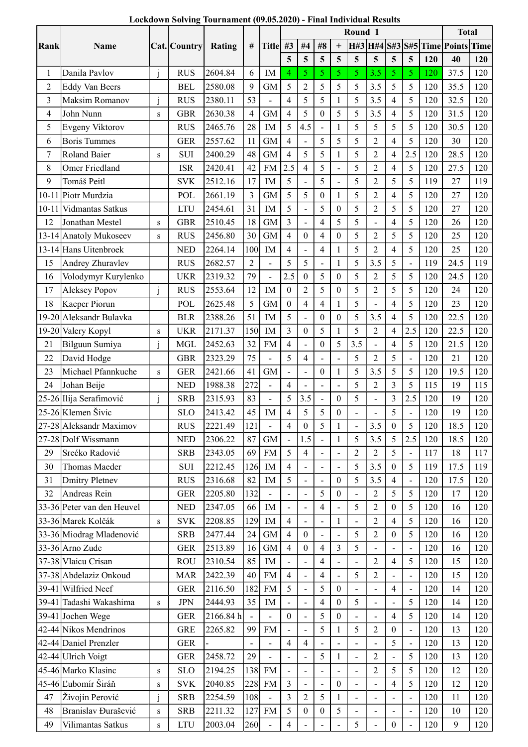**Lockdown Solving Tournament (09.05.2020) - Final Individual Results**

| Rank | Name | Cat. | Country | Rating | # | Title | Round 1 | | | | | | | | | Total | |
|---|---|---|---|---|---|---|---|---|---|---|---|---|---|---|---|---|---|
| | | | | | | | #3 | #4 | #8 | + | H#3 | H#4 | S#3 | S#5 | Time | Points | Time |
| | | | | | | | 5 | 5 | 5 | 5 | 5 | 5 | 5 | 5 | 120 | 40 | 120 |
| 1 | Danila Pavlov | j | RUS | 2604.84 | 6 | IM | 4 | 5 | 5 | 5 | 5 | 3.5 | 5 | 5 | 120 | 37.5 | 120 |
| 2 | Eddy Van Beers | | BEL | 2580.08 | 9 | GM | 5 | 2 | 5 | 5 | 5 | 3.5 | 5 | 5 | 120 | 35.5 | 120 |
| 3 | Maksim Romanov | j | RUS | 2380.11 | 53 | - | 4 | 5 | 5 | 1 | 5 | 3.5 | 4 | 5 | 120 | 32.5 | 120 |
| 4 | John Nunn | s | GBR | 2630.38 | 4 | GM | 4 | 5 | 0 | 5 | 5 | 3.5 | 4 | 5 | 120 | 31.5 | 120 |
| 5 | Evgeny Viktorov | | RUS | 2465.76 | 28 | IM | 5 | 4.5 | - | 1 | 5 | 5 | 5 | 5 | 120 | 30.5 | 120 |
| 6 | Boris Tummes | | GER | 2557.62 | 11 | GM | 4 | - | 5 | 5 | 5 | 2 | 4 | 5 | 120 | 30 | 120 |
| 7 | Roland Baier | s | SUI | 2400.29 | 48 | GM | 4 | 5 | 5 | 1 | 5 | 2 | 4 | 2.5 | 120 | 28.5 | 120 |
| 8 | Omer Friedland | | ISR | 2420.41 | 42 | FM | 2.5 | 4 | 5 | - | 5 | 2 | 4 | 5 | 120 | 27.5 | 120 |
| 9 | Tomáš Peitl | | SVK | 2512.16 | 17 | IM | 5 | - | 5 | - | 5 | 2 | 5 | 5 | 119 | 27 | 119 |
| 10-11 | Piotr Murdzia | | POL | 2661.19 | 3 | GM | 5 | 5 | 0 | 1 | 5 | 2 | 4 | 5 | 120 | 27 | 120 |
| 10-11 | Vidmantas Satkus | | LTU | 2454.61 | 31 | IM | 5 | - | 5 | 0 | 5 | 2 | 5 | 5 | 120 | 27 | 120 |
| 12 | Jonathan Mestel | s | GBR | 2510.45 | 18 | GM | 3 | - | 4 | 5 | 5 | - | 4 | 5 | 120 | 26 | 120 |
| 13-14 | Anatoly Mukoseev | s | RUS | 2456.80 | 30 | GM | 4 | 0 | 4 | 0 | 5 | 2 | 5 | 5 | 120 | 25 | 120 |
| 13-14 | Hans Uitenbroek | | NED | 2264.14 | 100 | IM | 4 | - | 4 | 1 | 5 | 2 | 4 | 5 | 120 | 25 | 120 |
| 15 | Andrey Zhuravlev | | RUS | 2682.57 | 2 | - | 5 | 5 | - | 1 | 5 | 3.5 | 5 | - | 119 | 24.5 | 119 |
| 16 | Volodymyr Kurylenko | | UKR | 2319.32 | 79 | - | 2.5 | 0 | 5 | 0 | 5 | 2 | 5 | 5 | 120 | 24.5 | 120 |
| 17 | Aleksey Popov | j | RUS | 2553.64 | 12 | IM | 0 | 2 | 5 | 0 | 5 | 2 | 5 | 5 | 120 | 24 | 120 |
| 18 | Kacper Piorun | | POL | 2625.48 | 5 | GM | 0 | 4 | 4 | 1 | 5 | - | 4 | 5 | 120 | 23 | 120 |
| 19-20 | Aleksandr Bulavka | | BLR | 2388.26 | 51 | IM | 5 | - | 0 | 0 | 5 | 3.5 | 4 | 5 | 120 | 22.5 | 120 |
| 19-20 | Valery Kopyl | s | UKR | 2171.37 | 150 | IM | 3 | 0 | 5 | 1 | 5 | 2 | 4 | 2.5 | 120 | 22.5 | 120 |
| 21 | Bilguun Sumiya | j | MGL | 2452.63 | 32 | FM | 4 | - | 0 | 5 | 3.5 | - | 4 | 5 | 120 | 21.5 | 120 |
| 22 | David Hodge | | GBR | 2323.29 | 75 | - | 5 | 4 | - | - | 5 | 2 | 5 | - | 120 | 21 | 120 |
| 23 | Michael Pfannkuche | s | GER | 2421.66 | 41 | GM | - | - | 0 | 1 | 5 | 3.5 | 5 | 5 | 120 | 19.5 | 120 |
| 24 | Johan Beije | | NED | 1988.38 | 272 | - | 4 | - | - | - | 5 | 2 | 3 | 5 | 115 | 19 | 115 |
| 25-26 | Ilija Serafimović | j | SRB | 2315.93 | 83 | - | 5 | 3.5 | - | 0 | 5 | - | 3 | 2.5 | 120 | 19 | 120 |
| 25-26 | Klemen Šivic | | SLO | 2413.42 | 45 | IM | 4 | 5 | 5 | 0 | - | - | 5 | - | 120 | 19 | 120 |
| 27-28 | Aleksandr Maximov | | RUS | 2221.49 | 121 | - | 4 | 0 | 5 | 1 | - | 3.5 | 0 | 5 | 120 | 18.5 | 120 |
| 27-28 | Dolf Wissmann | | NED | 2306.22 | 87 | GM | - | 1.5 | - | 1 | 5 | 3.5 | 5 | 2.5 | 120 | 18.5 | 120 |
| 29 | Srećko Radović | | SRB | 2343.05 | 69 | FM | 5 | 4 | - | - | 2 | 2 | 5 | - | 117 | 18 | 117 |
| 30 | Thomas Maeder | | SUI | 2212.45 | 126 | IM | 4 | - | - | - | 5 | 3.5 | 0 | 5 | 119 | 17.5 | 119 |
| 31 | Dmitry Pletnev | | RUS | 2316.68 | 82 | IM | 5 | - | - | 0 | 5 | 3.5 | 4 | - | 120 | 17.5 | 120 |
| 32 | Andreas Rein | | GER | 2205.80 | 132 | - | - | - | 5 | 0 | - | 2 | 5 | 5 | 120 | 17 | 120 |
| 33-36 | Peter van den Heuvel | | NED | 2347.05 | 66 | IM | - | - | 4 | - | 5 | 2 | 0 | 5 | 120 | 16 | 120 |
| 33-36 | Marek Kolčák | s | SVK | 2208.85 | 129 | IM | 4 | - | - | 1 | - | 2 | 4 | 5 | 120 | 16 | 120 |
| 33-36 | Miodrag Mladenović | | SRB | 2477.44 | 24 | GM | 4 | 0 | - | - | 5 | 2 | 0 | 5 | 120 | 16 | 120 |
| 33-36 | Arno Zude | | GER | 2513.89 | 16 | GM | 4 | 0 | 4 | 3 | 5 | - | - | - | 120 | 16 | 120 |
| 37-38 | Vlaicu Crisan | | ROU | 2310.54 | 85 | IM | - | - | 4 | - | - | 2 | 4 | 5 | 120 | 15 | 120 |
| 37-38 | Abdelaziz Onkoud | | MAR | 2422.39 | 40 | FM | 4 | - | 4 | - | 5 | 2 | - | - | 120 | 15 | 120 |
| 39-41 | Wilfried Neef | | GER | 2116.50 | 182 | FM | 5 | - | 5 | 0 | - | - | 4 | - | 120 | 14 | 120 |
| 39-41 | Tadashi Wakashima | s | JPN | 2444.93 | 35 | IM | - | - | 4 | 0 | 5 | - | - | 5 | 120 | 14 | 120 |
| 39-41 | Jochen Wege | | GER | 2166.84 h | - | - | 0 | - | 5 | 0 | - | - | 4 | 5 | 120 | 14 | 120 |
| 42-44 | Nikos Mendrinos | | GRE | 2265.82 | 99 | FM | - | - | 5 | 1 | 5 | 2 | 0 | - | 120 | 13 | 120 |
| 42-44 | Daniel Prenzler | | GER | - | - | - | 4 | 4 | - | - | - | - | 5 | - | 120 | 13 | 120 |
| 42-44 | Ulrich Voigt | | GER | 2458.72 | 29 | - | - | - | 5 | 1 | - | 2 | - | 5 | 120 | 13 | 120 |
| 45-46 | Marko Klasinc | s | SLO | 2194.25 | 138 | FM | - | - | - | - | - | 2 | 5 | 5 | 120 | 12 | 120 |
| 45-46 | Ľubomír Širáň | s | SVK | 2040.85 | 228 | FM | 3 | - | - | 0 | - | - | 4 | 5 | 120 | 12 | 120 |
| 47 | Živojin Perović | j | SRB | 2254.59 | 108 | - | 3 | 2 | 5 | 1 | - | - | - | - | 120 | 11 | 120 |
| 48 | Branislav Đurašević | s | SRB | 2211.32 | 127 | FM | 5 | 0 | 0 | 5 | - | - | - | - | 120 | 10 | 120 |
| 49 | Vilimantas Satkus | s | LTU | 2003.04 | 260 | - | 4 | - | - | - | 5 | - | 0 | - | 120 | 9 | 120 |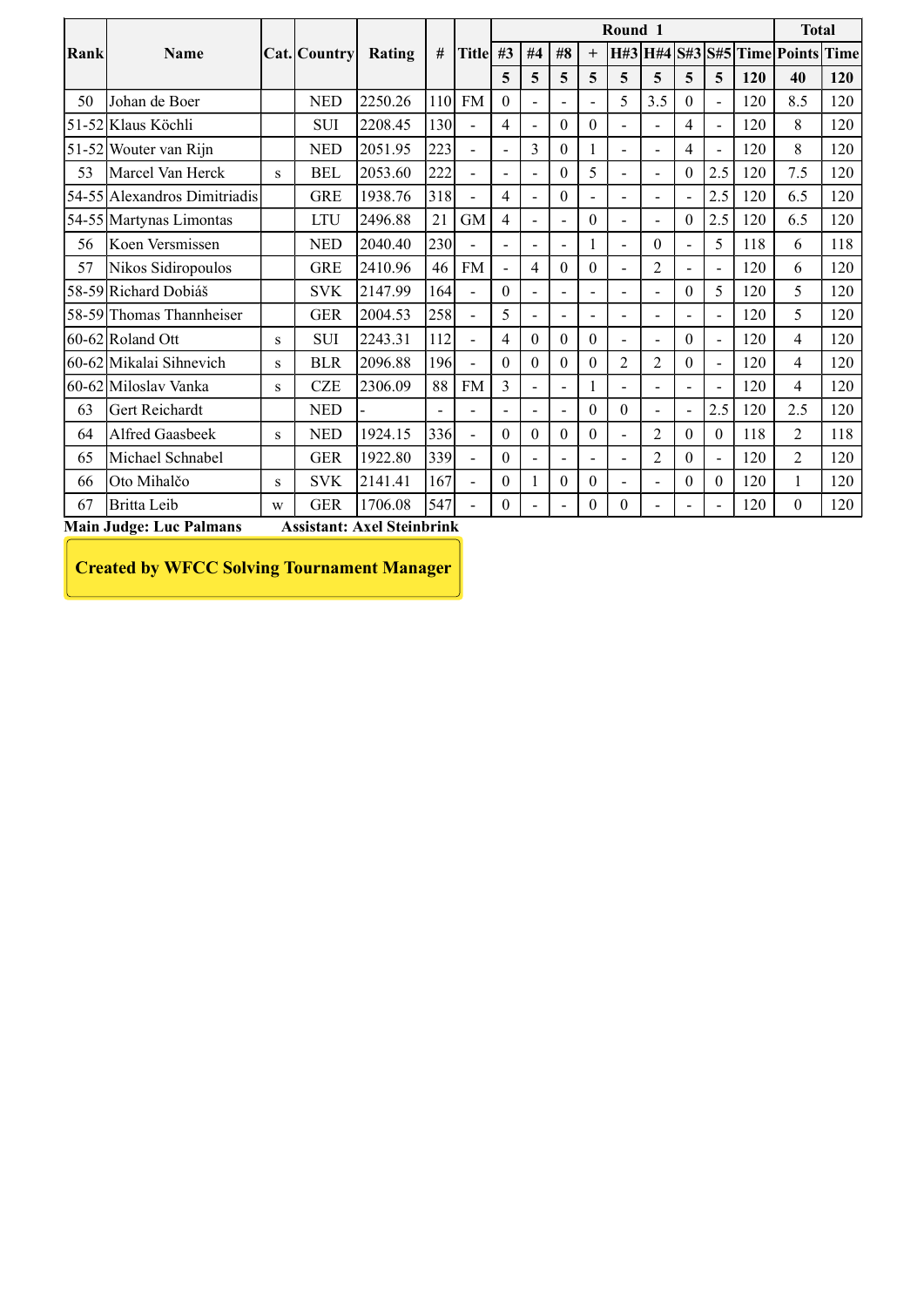| Rank | Name | Cat. | Country | Rating | # | Title | Round 1 | | | | | | | | | | Total | |
|---|---|---|---|---|---|---|---|---|---|---|---|---|---|---|---|---|---|---|
| | | | | | | | #3 | #4 | #8 | + | H#3 | H#4 | S#3 | S#5 | Time | Points | Time |
| | | | | | | | 5 | 5 | 5 | 5 | 5 | 5 | 5 | 5 | 120 | 40 | 120 |
| 50 | Johan de Boer | | NED | 2250.26 | 110 | FM | 0 | - | - | - | 5 | 3.5 | 0 | - | 120 | 8.5 | 120 |
| 51-52 | Klaus Köchli | | SUI | 2208.45 | 130 | - | 4 | - | 0 | 0 | - | - | 4 | - | 120 | 8 | 120 |
| 51-52 | Wouter van Rijn | | NED | 2051.95 | 223 | - | - | 3 | 0 | 1 | - | - | 4 | - | 120 | 8 | 120 |
| 53 | Marcel Van Herck | s | BEL | 2053.60 | 222 | - | - | - | 0 | 5 | - | - | 0 | 2.5 | 120 | 7.5 | 120 |
| 54-55 | Alexandros Dimitriadis | | GRE | 1938.76 | 318 | - | 4 | - | 0 | - | - | - | - | 2.5 | 120 | 6.5 | 120 |
| 54-55 | Martynas Limontas | | LTU | 2496.88 | 21 | GM | 4 | - | - | 0 | - | - | 0 | 2.5 | 120 | 6.5 | 120 |
| 56 | Koen Versmissen | | NED | 2040.40 | 230 | - | - | - | - | 1 | - | 0 | - | 5 | 118 | 6 | 118 |
| 57 | Nikos Sidiropoulos | | GRE | 2410.96 | 46 | FM | - | 4 | 0 | 0 | - | 2 | - | - | 120 | 6 | 120 |
| 58-59 | Richard Dobiáš | | SVK | 2147.99 | 164 | - | 0 | - | - | - | - | - | 0 | 5 | 120 | 5 | 120 |
| 58-59 | Thomas Thannheiser | | GER | 2004.53 | 258 | - | 5 | - | - | - | - | - | - | - | 120 | 5 | 120 |
| 60-62 | Roland Ott | s | SUI | 2243.31 | 112 | - | 4 | 0 | 0 | 0 | - | - | 0 | - | 120 | 4 | 120 |
| 60-62 | Mikalai Sihnevich | s | BLR | 2096.88 | 196 | - | 0 | 0 | 0 | 0 | 2 | 2 | 0 | - | 120 | 4 | 120 |
| 60-62 | Miloslav Vanka | s | CZE | 2306.09 | 88 | FM | 3 | - | - | 1 | - | - | - | - | 120 | 4 | 120 |
| 63 | Gert Reichardt | | NED | - | - | - | - | - | - | 0 | 0 | - | - | 2.5 | 120 | 2.5 | 120 |
| 64 | Alfred Gaasbeek | s | NED | 1924.15 | 336 | - | 0 | 0 | 0 | 0 | - | 2 | 0 | 0 | 118 | 2 | 118 |
| 65 | Michael Schnabel | | GER | 1922.80 | 339 | - | 0 | - | - | - | - | 2 | 0 | - | 120 | 2 | 120 |
| 66 | Oto Mihalčo | s | SVK | 2141.41 | 167 | - | 0 | 1 | 0 | 0 | - | - | 0 | 0 | 120 | 1 | 120 |
| 67 | Britta Leib | w | GER | 1706.08 | 547 | - | 0 | - | - | 0 | 0 | - | - | - | 120 | 0 | 120 |

**Main Judge: Luc Palmans** **Assistant: Axel Steinbrink**

**Created by WFCC Solving Tournament Manager**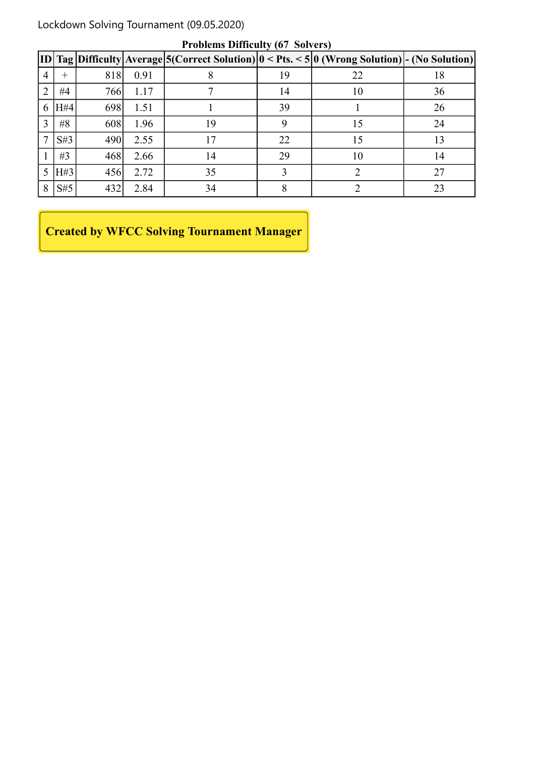Lockdown Solving Tournament (09.05.2020)

**Problems Difficulty (67 Solvers)**

| ID | Tag | Difficulty | Average | 5(Correct Solution) | 0 < Pts. < 5 | 0 (Wrong Solution) | - (No Solution) |
|---|---|---|---|---|---|---|---|
| 4 | + | 818 | 0.91 | 8 | 19 | 22 | 18 |
| 2 | #4 | 766 | 1.17 | 7 | 14 | 10 | 36 |
| 6 | H#4 | 698 | 1.51 | 1 | 39 | 1 | 26 |
| 3 | #8 | 608 | 1.96 | 19 | 9 | 15 | 24 |
| 7 | S#3 | 490 | 2.55 | 17 | 22 | 15 | 13 |
| 1 | #3 | 468 | 2.66 | 14 | 29 | 10 | 14 |
| 5 | H#3 | 456 | 2.72 | 35 | 3 | 2 | 27 |
| 8 | S#5 | 432 | 2.84 | 34 | 8 | 2 | 23 |

**Created by WFCC Solving Tournament Manager**